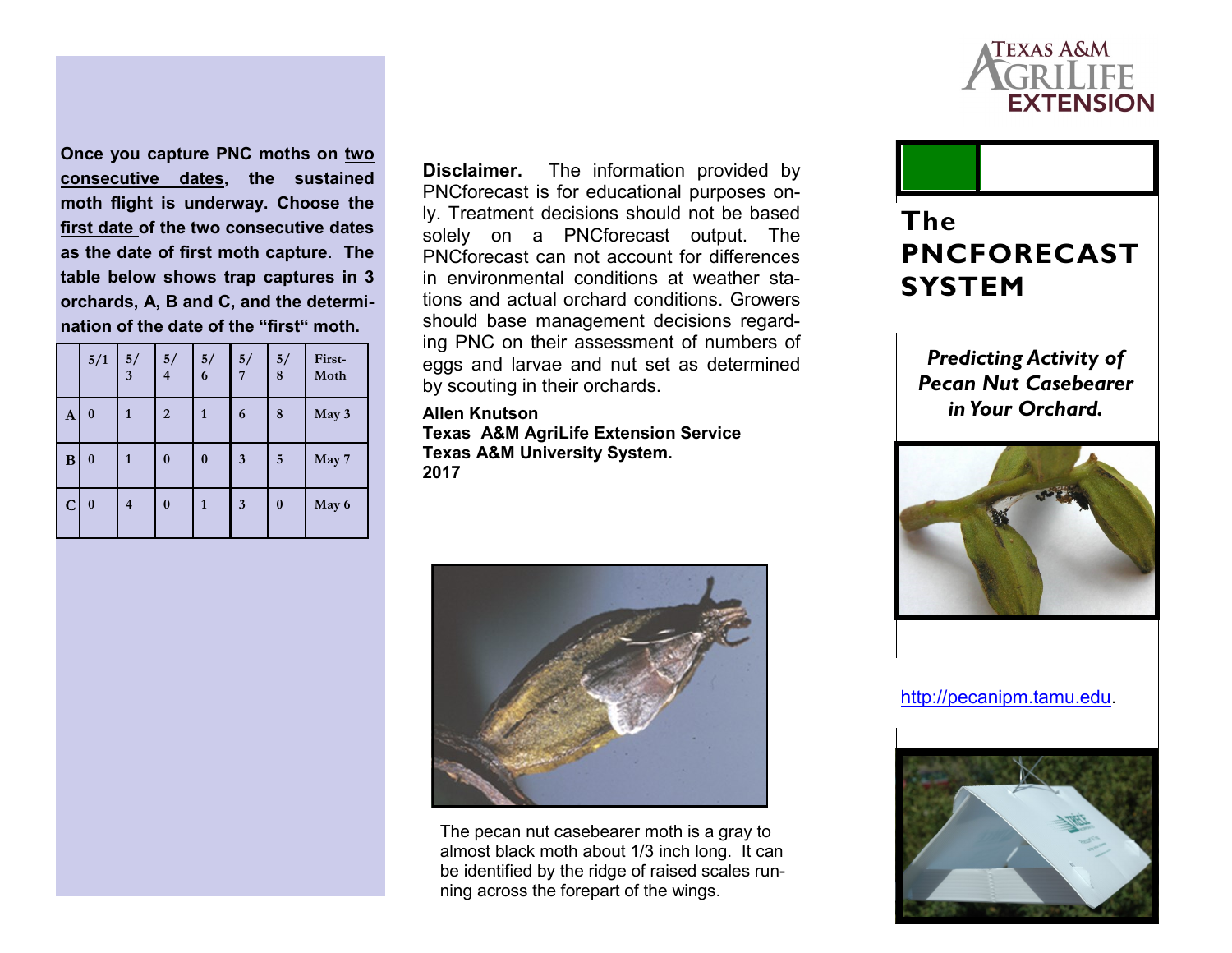**Once you capture PNC moths on <u>two consecutive dates</u>, the sustained moth flight is underway. Choose the <u>first date</u> of the two consecutive dates as the date of first moth capture. The table below shows trap captures in 3 orchards, A, B and C, and the determination of the date of the "first" moth.**

| | 5/1 | 5/3 | 5/4 | 5/6 | 5/7 | 5/8 | First-Moth |
|---|---|---|---|---|---|---|---|
| A | 0 | 1 | 2 | 1 | 6 | 8 | May 3 |
| B | 0 | 1 | 0 | 0 | 3 | 5 | May 7 |
| C | 0 | 4 | 0 | 1 | 3 | 0 | May 6 |

**Disclaimer.** The information provided by PNCforecast is for educational purposes only. Treatment decisions should not be based solely on a PNCforecast output. The PNCforecast can not account for differences in environmental conditions at weather stations and actual orchard conditions. Growers should base management decisions regarding PNC on their assessment of numbers of eggs and larvae and nut set as determined by scouting in their orchards.

**Allen Knutson**
**Texas A&M AgriLife Extension Service**
**Texas A&M University System.**
**2017**

The pecan nut casebearer moth is a gray to almost black moth about 1/3 inch long. It can be identified by the ridge of raised scales running across the forepart of the wings.

Texas A&M AgriLife Extension

# The PNCFORECAST SYSTEM

***Predicting Activity of Pecan Nut Casebearer in Your Orchard.***

http://pecanipm.tamu.edu.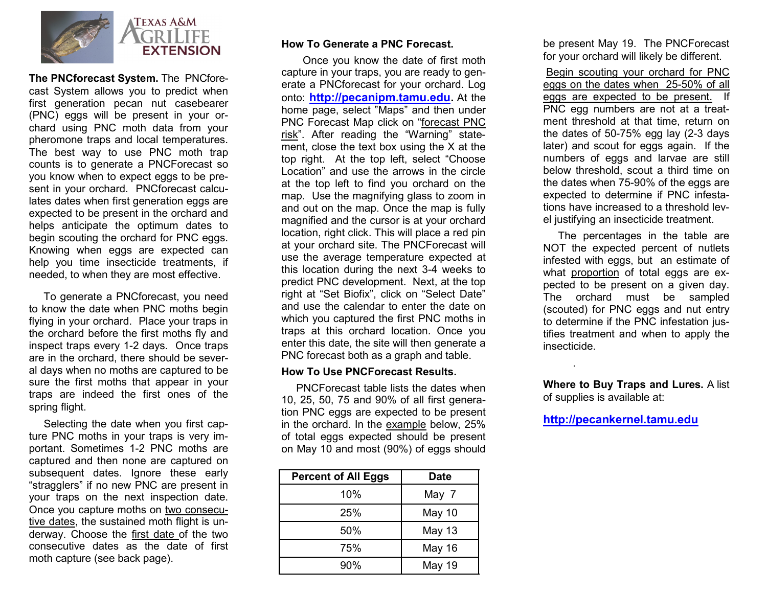**The PNCforecast System.** The PNCforecast System allows you to predict when first generation pecan nut casebearer (PNC) eggs will be present in your orchard using PNC moth data from your pheromone traps and local temperatures. The best way to use PNC moth trap counts is to generate a PNCForecast so you know when to expect eggs to be present in your orchard. PNCforecast calculates dates when first generation eggs are expected to be present in the orchard and helps anticipate the optimum dates to begin scouting the orchard for PNC eggs. Knowing when eggs are expected can help you time insecticide treatments, if needed, to when they are most effective.

To generate a PNCforecast, you need to know the date when PNC moths begin flying in your orchard. Place your traps in the orchard before the first moths fly and inspect traps every 1-2 days. Once traps are in the orchard, there should be several days when no moths are captured to be sure the first moths that appear in your traps are indeed the first ones of the spring flight.

Selecting the date when you first capture PNC moths in your traps is very important. Sometimes 1-2 PNC moths are captured and then none are captured on subsequent dates. Ignore these early "stragglers" if no new PNC are present in your traps on the next inspection date. Once you capture moths on two consecutive dates, the sustained moth flight is underway. Choose the first date of the two consecutive dates as the date of first moth capture (see back page).

**How To Generate a PNC Forecast.**

Once you know the date of first moth capture in your traps, you are ready to generate a PNCforecast for your orchard. Log onto: **http://pecanipm.tamu.edu.** At the home page, select "Maps" and then under PNC Forecast Map click on "forecast PNC risk". After reading the "Warning" statement, close the text box using the X at the top right. At the top left, select "Choose Location" and use the arrows in the circle at the top left to find you orchard on the map. Use the magnifying glass to zoom in and out on the map. Once the map is fully magnified and the cursor is at your orchard location, right click. This will place a red pin at your orchard site. The PNCForecast will use the average temperature expected at this location during the next 3-4 weeks to predict PNC development. Next, at the top right at "Set Biofix", click on "Select Date" and use the calendar to enter the date on which you captured the first PNC moths in traps at this orchard location. Once you enter this date, the site will then generate a PNC forecast both as a graph and table.

**How To Use PNCForecast Results.**

PNCForecast table lists the dates when 10, 25, 50, 75 and 90% of all first generation PNC eggs are expected to be present in the orchard. In the example below, 25% of total eggs expected should be present on May 10 and most (90%) of eggs should be present May 19. The PNCForecast for your orchard will likely be different.

| Percent of All Eggs | Date |
|---|---|
| 10% | May 7 |
| 25% | May 10 |
| 50% | May 13 |
| 75% | May 16 |
| 90% | May 19 |

Begin scouting your orchard for PNC eggs on the dates when 25-50% of all eggs are expected to be present. If PNC egg numbers are not at a treatment threshold at that time, return on the dates of 50-75% egg lay (2-3 days later) and scout for eggs again. If the numbers of eggs and larvae are still below threshold, scout a third time on the dates when 75-90% of the eggs are expected to determine if PNC infestations have increased to a threshold level justifying an insecticide treatment.

The percentages in the table are NOT the expected percent of nutlets infested with eggs, but an estimate of what proportion of total eggs are expected to be present on a given day. The orchard must be sampled (scouted) for PNC eggs and nut entry to determine if the PNC infestation justifies treatment and when to apply the insecticide.

**Where to Buy Traps and Lures.** A list of supplies is available at:

**http://pecankernel.tamu.edu**